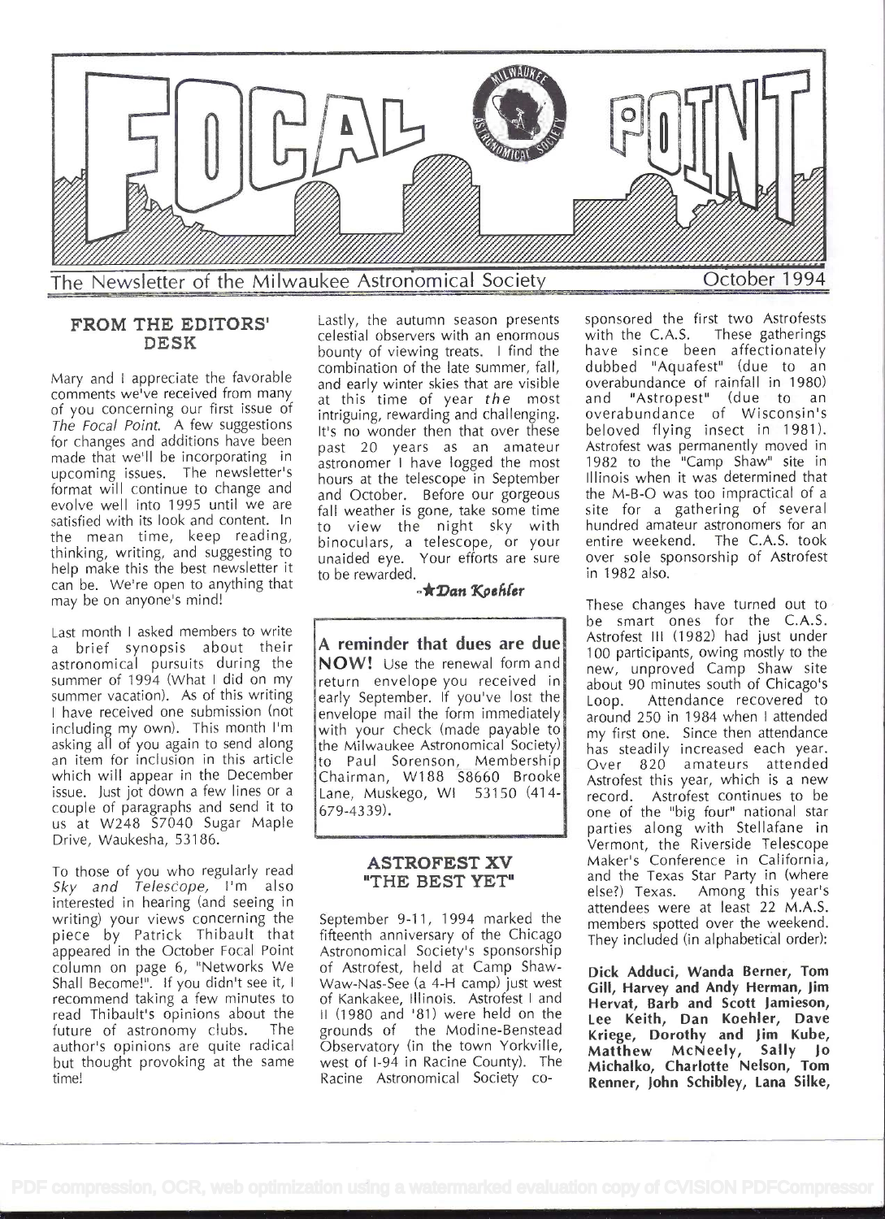# FOCAL POINT

The Newsletter of the Milwaukee Astronomical Society — October 1994

## FROM THE EDITORS' DESK

Mary and I appreciate the favorable comments we've received from many of you concerning our first issue of *The Focal Point*. A few suggestions for changes and additions have been made that we'll be incorporating in upcoming issues. The newsletter's format will continue to change and evolve well into 1995 until we are satisfied with its look and content. In the mean time, keep reading, thinking, writing, and suggesting to help make this the best newsletter it can be. We're open to anything that may be on anyone's mind!

Last month I asked members to write a brief synopsis about their astronomical pursuits during the summer of 1994 (What I did on my summer vacation). As of this writing I have received one submission (not including my own). This month I'm asking all of you again to send along an item for inclusion in this article which will appear in the December issue. Just jot down a few lines or a couple of paragraphs and send it to us at W248 S7040 Sugar Maple Drive, Waukesha, 53186.

To those of you who regularly read *Sky and Telescope,* I'm also interested in hearing (and seeing in writing) your views concerning the piece by Patrick Thibault that appeared in the October Focal Point column on page 6, "Networks We Shall Become!". If you didn't see it, I recommend taking a few minutes to read Thibault's opinions about the future of astronomy clubs. The author's opinions are quite radical but thought provoking at the same time!

Lastly, the autumn season presents celestial observers with an enormous bounty of viewing treats. I find the combination of the late summer, fall, and early winter skies that are visible at this time of year *the* most intriguing, rewarding and challenging. It's no wonder then that over these past 20 years as an amateur astronomer I have logged the most hours at the telescope in September and October. Before our gorgeous fall weather is gone, take some time to view the night sky with binoculars, a telescope, or your unaided eye. Your efforts are sure to be rewarded.

-★*Dan Koehler*

**A reminder that dues are due NOW!** Use the renewal form and return envelope you received in early September. If you've lost the envelope mail the form immediately with your check (made payable to the Milwaukee Astronomical Society) to Paul Sorenson, Membership Chairman, W188 S8660 Brooke Lane, Muskego, WI 53150 (414-679-4339).

## ASTROFEST XV "THE BEST YET"

September 9-11, 1994 marked the fifteenth anniversary of the Chicago Astronomical Society's sponsorship of Astrofest, held at Camp Shaw-Waw-Nas-See (a 4-H camp) just west of Kankakee, Illinois. Astrofest I and II (1980 and '81) were held on the grounds of the Modine-Benstead Observatory (in the town Yorkville, west of I-94 in Racine County). The Racine Astronomical Society co-sponsored the first two Astrofests with the C.A.S. These gatherings have since been affectionately dubbed "Aquafest" (due to an overabundance of rainfall in 1980) and "Astropest" (due to an overabundance of Wisconsin's beloved flying insect in 1981). Astrofest was permanently moved in 1982 to the "Camp Shaw" site in Illinois when it was determined that the M-B-O was too impractical of a site for a gathering of several hundred amateur astronomers for an entire weekend. The C.A.S. took over sole sponsorship of Astrofest in 1982 also.

These changes have turned out to be smart ones for the C.A.S. Astrofest III (1982) had just under 100 participants, owing mostly to the new, unproved Camp Shaw site about 90 minutes south of Chicago's Loop. Attendance recovered to around 250 in 1984 when I attended my first one. Since then attendance has steadily increased each year. Over 820 amateurs attended Astrofest this year, which is a new record. Astrofest continues to be one of the "big four" national star parties along with Stellafane in Vermont, the Riverside Telescope Maker's Conference in California, and the Texas Star Party in (where else?) Texas. Among this year's attendees were at least 22 M.A.S. members spotted over the weekend. They included (in alphabetical order):

**Dick Adduci, Wanda Berner, Tom Gill, Harvey and Andy Herman, Jim Hervat, Barb and Scott Jamieson, Lee Keith, Dan Koehler, Dave Kriege, Dorothy and Jim Kube, Matthew McNeely, Sally Jo Michalko, Charlotte Nelson, Tom Renner, John Schibley, Lana Silke,**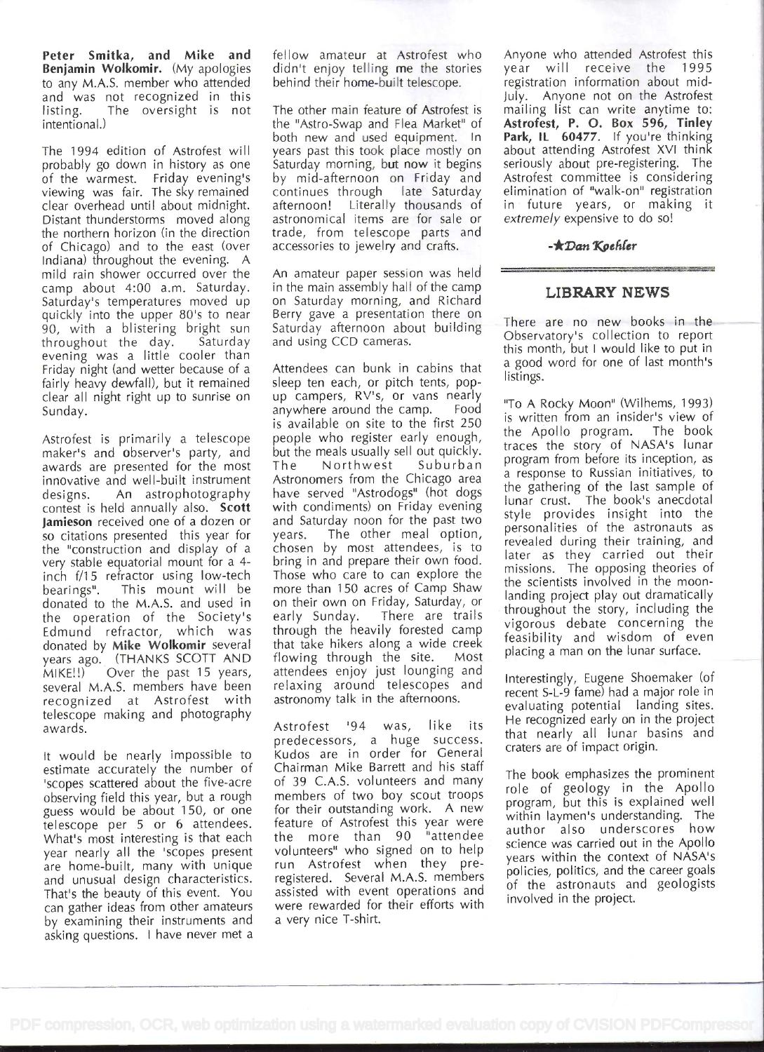**Peter Smitka, and Mike and Benjamin Wolkomir.** (My apologies to any M.A.S. member who attended and was not recognized in this listing. The oversight is not intentional.)

The 1994 edition of Astrofest will probably go down in history as one of the warmest. Friday evening's viewing was fair. The sky remained clear overhead until about midnight. Distant thunderstorms moved along the northern horizon (in the direction of Chicago) and to the east (over Indiana) throughout the evening. A mild rain shower occurred over the camp about 4:00 a.m. Saturday. Saturday's temperatures moved up quickly into the upper 80's to near 90, with a blistering bright sun throughout the day. Saturday evening was a little cooler than Friday night (and wetter because of a fairly heavy dewfall), but it remained clear all night right up to sunrise on Sunday.

Astrofest is primarily a telescope maker's and observer's party, and awards are presented for the most innovative and well-built instrument designs. An astrophotography contest is held annually also. **Scott Jamieson** received one of a dozen or so citations presented this year for the "construction and display of a very stable equatorial mount for a 4-inch f/15 refractor using low-tech bearings". This mount will be donated to the M.A.S. and used in the operation of the Society's Edmund refractor, which was donated by **Mike Wolkomir** several years ago. (THANKS SCOTT AND MIKE!!) Over the past 15 years, several M.A.S. members have been recognized at Astrofest with telescope making and photography awards.

It would be nearly impossible to estimate accurately the number of 'scopes scattered about the five-acre observing field this year, but a rough guess would be about 150, or one telescope per 5 or 6 attendees. What's most interesting is that each year nearly all the 'scopes present are home-built, many with unique and unusual design characteristics. That's the beauty of this event. You can gather ideas from other amateurs by examining their instruments and asking questions. I have never met a fellow amateur at Astrofest who didn't enjoy telling me the stories behind their home-built telescope.

The other main feature of Astrofest is the "Astro-Swap and Flea Market" of both new and used equipment. In years past this took place mostly on Saturday morning, but now it begins by mid-afternoon on Friday and continues through late Saturday afternoon! Literally thousands of astronomical items are for sale or trade, from telescope parts and accessories to jewelry and crafts.

An amateur paper session was held in the main assembly hall of the camp on Saturday morning, and Richard Berry gave a presentation there on Saturday afternoon about building and using CCD cameras.

Attendees can bunk in cabins that sleep ten each, or pitch tents, pop-up campers, RV's, or vans nearly anywhere around the camp. Food is available on site to the first 250 people who register early enough, but the meals usually sell out quickly. The Northwest Suburban Astronomers from the Chicago area have served "Astrodogs" (hot dogs with condiments) on Friday evening and Saturday noon for the past two years. The other meal option, chosen by most attendees, is to bring in and prepare their own food. Those who care to can explore the more than 150 acres of Camp Shaw on their own on Friday, Saturday, or early Sunday. There are trails through the heavily forested camp that take hikers along a wide creek flowing through the site. Most attendees enjoy just lounging and relaxing around telescopes and astronomy talk in the afternoons.

Astrofest '94 was, like its predecessors, a huge success. Kudos are in order for General Chairman Mike Barrett and his staff of 39 C.A.S. volunteers and many members of two boy scout troops for their outstanding work. A new feature of Astrofest this year were the more than 90 "attendee volunteers" who signed on to help run Astrofest when they pre-registered. Several M.A.S. members assisted with event operations and were rewarded for their efforts with a very nice T-shirt.

Anyone who attended Astrofest this year will receive the 1995 registration information about mid-July. Anyone not on the Astrofest mailing list can write anytime to: **Astrofest, P. O. Box 596, Tinley Park, IL 60477**. If you're thinking about attending Astrofest XVI think seriously about pre-registering. The Astrofest committee is considering elimination of "walk-on" registration in future years, or making it *extremely* expensive to do so!

*-Dan Koehler*

## LIBRARY NEWS

There are no new books in the Observatory's collection to report this month, but I would like to put in a good word for one of last month's listings.

"To A Rocky Moon" (Wilhems, 1993) is written from an insider's view of the Apollo program. The book traces the story of NASA's lunar program from before its inception, as a response to Russian initiatives, to the gathering of the last sample of lunar crust. The book's anecdotal style provides insight into the personalities of the astronauts as revealed during their training, and later as they carried out their missions. The opposing theories of the scientists involved in the moon-landing project play out dramatically throughout the story, including the vigorous debate concerning the feasibility and wisdom of even placing a man on the lunar surface.

Interestingly, Eugene Shoemaker (of recent S-L-9 fame) had a major role in evaluating potential landing sites. He recognized early on in the project that nearly all lunar basins and craters are of impact origin.

The book emphasizes the prominent role of geology in the Apollo program, but this is explained well within laymen's understanding. The author also underscores how science was carried out in the Apollo years within the context of NASA's policies, politics, and the career goals of the astronauts and geologists involved in the project.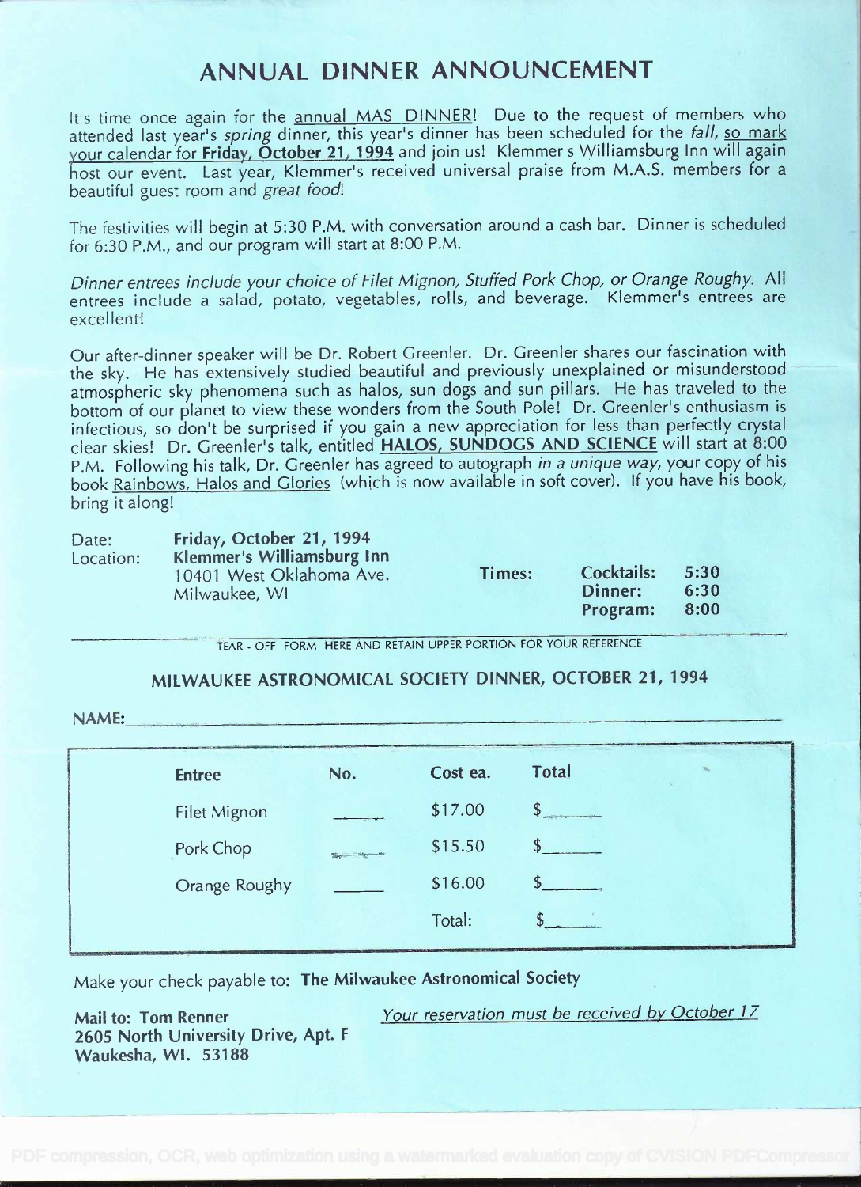# ANNUAL DINNER ANNOUNCEMENT

It's time once again for the annual MAS DINNER! Due to the request of members who attended last year's *spring* dinner, this year's dinner has been scheduled for the *fall*, so mark your calendar for **Friday, October 21, 1994** and join us! Klemmer's Williamsburg Inn will again host our event. Last year, Klemmer's received universal praise from M.A.S. members for a beautiful guest room and *great food*!

The festivities will begin at 5:30 P.M. with conversation around a cash bar. Dinner is scheduled for 6:30 P.M., and our program will start at 8:00 P.M.

*Dinner entrees include your choice of Filet Mignon, Stuffed Pork Chop, or Orange Roughy.* All entrees include a salad, potato, vegetables, rolls, and beverage. Klemmer's entrees are excellent!

Our after-dinner speaker will be Dr. Robert Greenler. Dr. Greenler shares our fascination with the sky. He has extensively studied beautiful and previously unexplained or misunderstood atmospheric sky phenomena such as halos, sun dogs and sun pillars. He has traveled to the bottom of our planet to view these wonders from the South Pole! Dr. Greenler's enthusiasm is infectious, so don't be surprised if you gain a new appreciation for less than perfectly crystal clear skies! Dr. Greenler's talk, entitled **HALOS, SUNDOGS AND SCIENCE** will start at 8:00 P.M. Following his talk, Dr. Greenler has agreed to autograph *in a unique way*, your copy of his book Rainbows, Halos and Glories (which is now available in soft cover). If you have his book, bring it along!

Date: **Friday, October 21, 1994**
Location: **Klemmer's Williamsburg Inn**
10401 West Oklahoma Ave.
Milwaukee, WI

**Times:**
**Cocktails: 5:30**
**Dinner: 6:30**
**Program: 8:00**

---

TEAR - OFF FORM HERE AND RETAIN UPPER PORTION FOR YOUR REFERENCE

## MILWAUKEE ASTRONOMICAL SOCIETY DINNER, OCTOBER 21, 1994

NAME: ____________________

| Entree | No. | Cost ea. | Total |
|---|---|---|---|
| Filet Mignon | _____ | $17.00 | $_____ |
| Pork Chop | _____ | $15.50 | $_____ |
| Orange Roughy | _____ | $16.00 | $_____ |
| | | Total: | $_____ |

Make your check payable to: **The Milwaukee Astronomical Society**

**Mail to: Tom Renner**
**2605 North University Drive, Apt. F**
**Waukesha, WI. 53188**

*Your reservation must be received by October 17*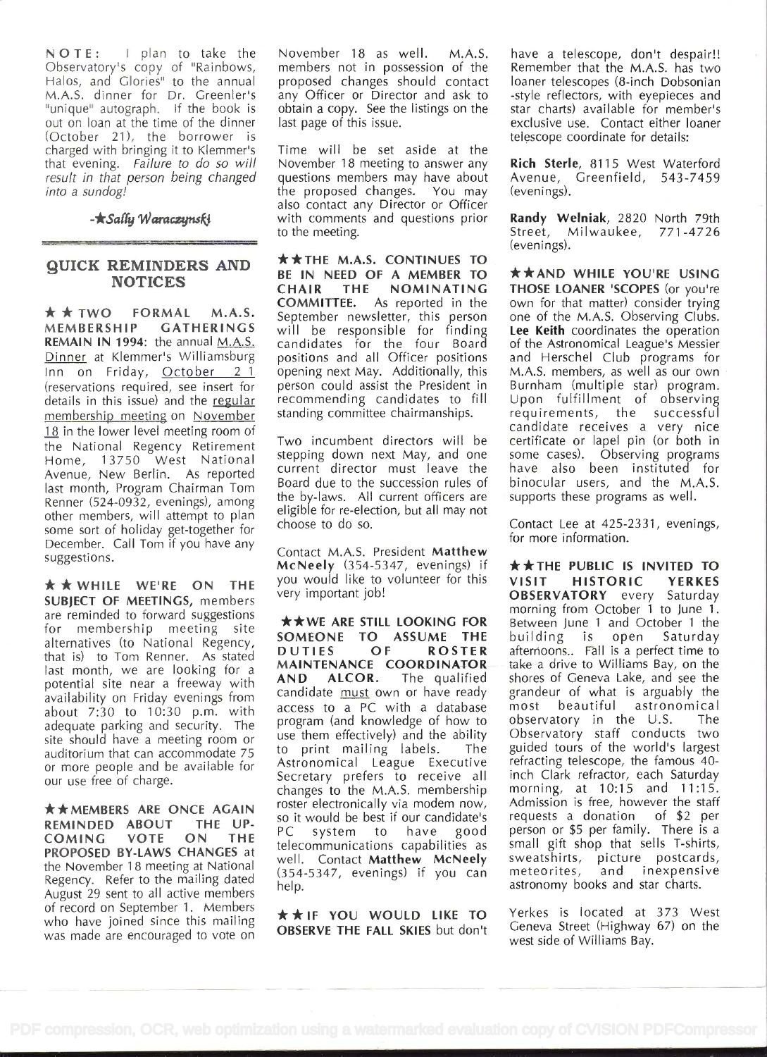**NOTE:** I plan to take the Observatory's copy of "Rainbows, Halos, and Glories" to the annual M.A.S. dinner for Dr. Greenler's "unique" autograph. If the book is out on loan at the time of the dinner (October 21), the borrower is charged with bringing it to Klemmer's that evening. *Failure to do so will result in that person being changed into a sundog!*

-★*Sally Waraczynski*

## QUICK REMINDERS AND NOTICES

★★ **TWO FORMAL M.A.S. MEMBERSHIP GATHERINGS REMAIN IN 1994**: the annual M.A.S. Dinner at Klemmer's Williamsburg Inn on Friday, October 21 (reservations required, see insert for details in this issue) and the regular membership meeting on November 18 in the lower level meeting room of the National Regency Retirement Home, 13750 West National Avenue, New Berlin. As reported last month, Program Chairman Tom Renner (524-0932, evenings), among other members, will attempt to plan some sort of holiday get-together for December. Call Tom if you have any suggestions.

★★ **WHILE WE'RE ON THE SUBJECT OF MEETINGS,** members are reminded to forward suggestions for membership meeting site alternatives (to National Regency, that is) to Tom Renner. As stated last month, we are looking for a potential site near a freeway with availability on Friday evenings from about 7:30 to 10:30 p.m. with adequate parking and security. The site should have a meeting room or auditorium that can accommodate 75 or more people and be available for our use free of charge.

★★ **MEMBERS ARE ONCE AGAIN REMINDED ABOUT THE UP-COMING VOTE ON THE PROPOSED BY-LAWS CHANGES** at the November 18 meeting at National Regency. Refer to the mailing dated August 29 sent to all active members of record on September 1. Members who have joined since this mailing was made are encouraged to vote on November 18 as well. M.A.S. members not in possession of the proposed changes should contact any Officer or Director and ask to obtain a copy. See the listings on the last page of this issue.

Time will be set aside at the November 18 meeting to answer any questions members may have about the proposed changes. You may also contact any Director or Officer with comments and questions prior to the meeting.

★★ **THE M.A.S. CONTINUES TO BE IN NEED OF A MEMBER TO CHAIR THE NOMINATING COMMITTEE.** As reported in the September newsletter, this person will be responsible for finding candidates for the four Board positions and all Officer positions opening next May. Additionally, this person could assist the President in recommending candidates to fill standing committee chairmanships.

Two incumbent directors will be stepping down next May, and one current director must leave the Board due to the succession rules of the by-laws. All current officers are eligible for re-election, but all may not choose to do so.

Contact M.A.S. President **Matthew McNeely** (354-5347, evenings) if you would like to volunteer for this very important job!

★★ **WE ARE STILL LOOKING FOR SOMEONE TO ASSUME THE DUTIES OF ROSTER MAINTENANCE COORDINATOR AND ALCOR.** The qualified candidate must own or have ready access to a PC with a database program (and knowledge of how to use them effectively) and the ability to print mailing labels. The Astronomical League Executive Secretary prefers to receive all changes to the M.A.S. membership roster electronically via modem now, so it would be best if our candidate's PC system to have good telecommunications capabilities as well. Contact **Matthew McNeely** (354-5347, evenings) if you can help.

★★ **IF YOU WOULD LIKE TO OBSERVE THE FALL SKIES** but don't have a telescope, don't despair!! Remember that the M.A.S. has two loaner telescopes (8-inch Dobsonian -style reflectors, with eyepieces and star charts) available for member's exclusive use. Contact either loaner telescope coordinate for details:

**Rich Sterle**, 8115 West Waterford Avenue, Greenfield, 543-7459 (evenings).

**Randy Welniak**, 2820 North 79th Street, Milwaukee, 771-4726 (evenings).

★★ **AND WHILE YOU'RE USING THOSE LOANER 'SCOPES** (or you're own for that matter) consider trying one of the M.A.S. Observing Clubs. **Lee Keith** coordinates the operation of the Astronomical League's Messier and Herschel Club programs for M.A.S. members, as well as our own Burnham (multiple star) program. Upon fulfillment of observing requirements, the successful candidate receives a very nice certificate or lapel pin (or both in some cases). Observing programs have also been instituted for binocular users, and the M.A.S. supports these programs as well.

Contact Lee at 425-2331, evenings, for more information.

★★ **THE PUBLIC IS INVITED TO VISIT HISTORIC YERKES OBSERVATORY** every Saturday morning from October 1 to June 1. Between June 1 and October 1 the building is open Saturday afternoons.. Fall is a perfect time to take a drive to Williams Bay, on the shores of Geneva Lake, and see the grandeur of what is arguably the most beautiful astronomical observatory in the U.S. The Observatory staff conducts two guided tours of the world's largest refracting telescope, the famous 40-inch Clark refractor, each Saturday morning, at 10:15 and 11:15. Admission is free, however the staff requests a donation of $2 per person or $5 per family. There is a small gift shop that sells T-shirts, sweatshirts, picture postcards, meteorites, and inexpensive astronomy books and star charts.

Yerkes is located at 373 West Geneva Street (Highway 67) on the west side of Williams Bay.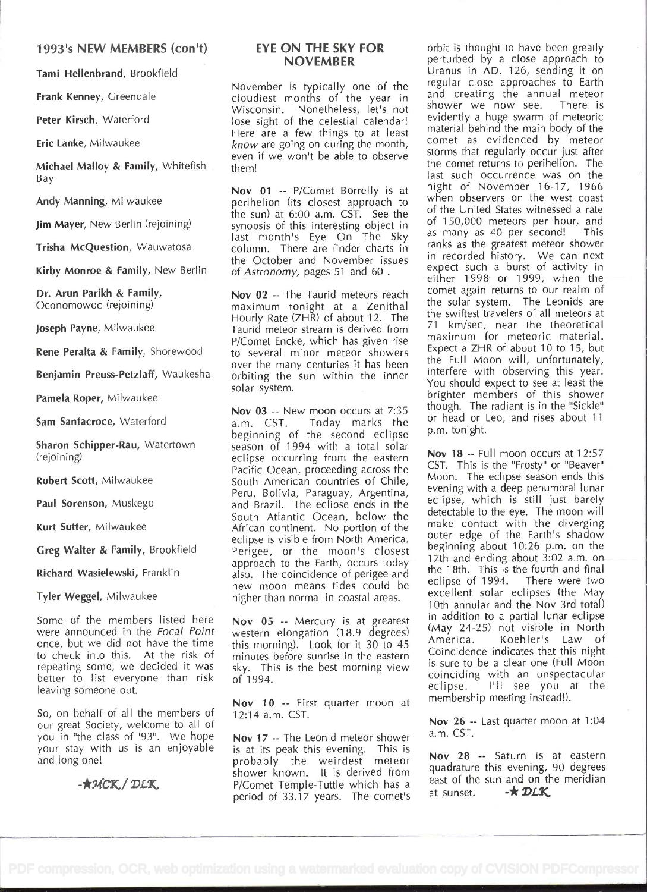## 1993's NEW MEMBERS (con't)

**Tami Hellenbrand**, Brookfield

**Frank Kenney**, Greendale

**Peter Kirsch**, Waterford

**Eric Lanke**, Milwaukee

**Michael Malloy & Family**, Whitefish Bay

**Andy Manning**, Milwaukee

**Jim Mayer**, New Berlin (rejoining)

**Trisha McQuestion**, Wauwatosa

**Kirby Monroe & Family**, New Berlin

**Dr. Arun Parikh & Family**, Oconomowoc (rejoining)

**Joseph Payne**, Milwaukee

**Rene Peralta & Family**, Shorewood

**Benjamin Preuss-Petzlaff**, Waukesha

**Pamela Roper**, Milwaukee

**Sam Santacroce**, Waterford

**Sharon Schipper-Rau**, Watertown (rejoining)

**Robert Scott**, Milwaukee

**Paul Sorenson**, Muskego

**Kurt Sutter**, Milwaukee

**Greg Walter & Family**, Brookfield

**Richard Wasielewski**, Franklin

**Tyler Weggel**, Milwaukee

Some of the members listed here were announced in the *Focal Point* once, but we did not have the time to check into this. At the risk of repeating some, we decided it was better to list everyone than risk leaving someone out.

So, on behalf of all the members of our great Society, welcome to all of you in "the class of '93". We hope your stay with us is an enjoyable and long one!

-★MCK / DLK

## EYE ON THE SKY FOR NOVEMBER

November is typically one of the cloudiest months of the year in Wisconsin. Nonetheless, let's not lose sight of the celestial calendar! Here are a few things to at least *know* are going on during the month, even if we won't be able to observe them!

**Nov 01** -- P/Comet Borrelly is at perihelion (its closest approach to the sun) at 6:00 a.m. CST. See the synopsis of this interesting object in last month's Eye On The Sky column. There are finder charts in the October and November issues of *Astronomy*, pages 51 and 60 .

**Nov 02** -- The Taurid meteors reach maximum tonight at a Zenithal Hourly Rate (ZHR) of about 12. The Taurid meteor stream is derived from P/Comet Encke, which has given rise to several minor meteor showers over the many centuries it has been orbiting the sun within the inner solar system.

**Nov 03** -- New moon occurs at 7:35 a.m. CST. Today marks the beginning of the second eclipse season of 1994 with a total solar eclipse occurring from the eastern Pacific Ocean, proceeding across the South American countries of Chile, Peru, Bolivia, Paraguay, Argentina, and Brazil. The eclipse ends in the South Atlantic Ocean, below the African continent. No portion of the eclipse is visible from North America. Perigee, or the moon's closest approach to the Earth, occurs today also. The coincidence of perigee and new moon means tides could be higher than normal in coastal areas.

**Nov 05** -- Mercury is at greatest western elongation (18.9 degrees) this morning). Look for it 30 to 45 minutes before sunrise in the eastern sky. This is the best morning view of 1994.

**Nov 10** -- First quarter moon at 12:14 a.m. CST.

**Nov 17** -- The Leonid meteor shower is at its peak this evening. This is probably the weirdest meteor shower known. It is derived from P/Comet Temple-Tuttle which has a period of 33.17 years. The comet's orbit is thought to have been greatly perturbed by a close approach to Uranus in AD. 126, sending it on regular close approaches to Earth and creating the annual meteor shower we now see. There is evidently a huge swarm of meteoric material behind the main body of the comet as evidenced by meteor storms that regularly occur just after the comet returns to perihelion. The last such occurrence was on the night of November 16-17, 1966 when observers on the west coast of the United States witnessed a rate of 150,000 meteors per hour, and as many as 40 per second! This ranks as the greatest meteor shower in recorded history. We can next expect such a burst of activity in either 1998 or 1999, when the comet again returns to our realm of the solar system. The Leonids are the swiftest travelers of all meteors at 71 km/sec, near the theoretical maximum for meteoric material. Expect a ZHR of about 10 to 15, but the Full Moon will, unfortunately, interfere with observing this year. You should expect to see at least the brighter members of this shower though. The radiant is in the "Sickle" or head or Leo, and rises about 11 p.m. tonight.

**Nov 18** -- Full moon occurs at 12:57 CST. This is the "Frosty" or "Beaver" Moon. The eclipse season ends this evening with a deep penumbral lunar eclipse, which is still just barely detectable to the eye. The moon will make contact with the diverging outer edge of the Earth's shadow beginning about 10:26 p.m. on the 17th and ending about 3:02 a.m. on the 18th. This is the fourth and final eclipse of 1994. There were two excellent solar eclipses (the May 10th annular and the Nov 3rd total) in addition to a partial lunar eclipse (May 24-25) not visible in North America. Koehler's Law of Coincidence indicates that this night is sure to be a clear one (Full Moon coinciding with an unspectacular eclipse. I'll see you at the membership meeting instead!).

**Nov 26** -- Last quarter moon at 1:04 a.m. CST.

**Nov 28** -- Saturn is at eastern quadrature this evening, 90 degrees east of the sun and on the meridian at sunset. -★ DLK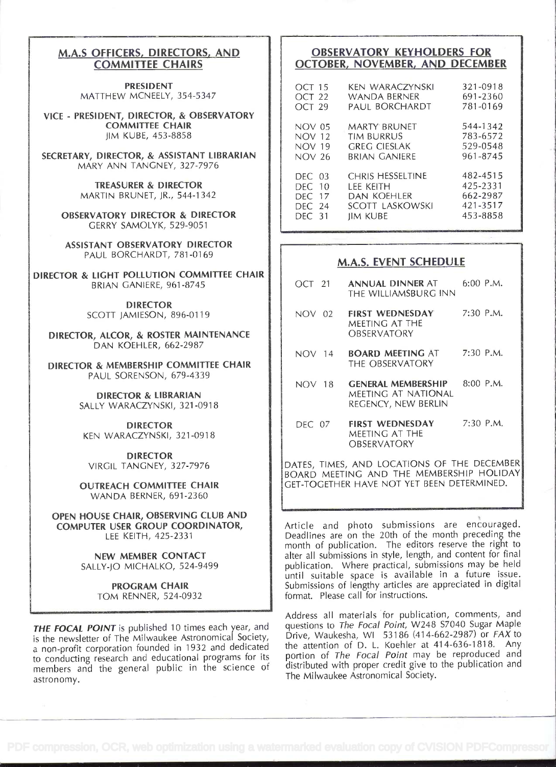## M.A.S OFFICERS, DIRECTORS, AND COMMITTEE CHAIRS

**PRESIDENT**
MATTHEW MCNEELY, 354-5347

**VICE - PRESIDENT, DIRECTOR, & OBSERVATORY COMMITTEE CHAIR**
JIM KUBE, 453-8858

**SECRETARY, DIRECTOR, & ASSISTANT LIBRARIAN**
MARY ANN TANGNEY, 327-7976

**TREASURER & DIRECTOR**
MARTIN BRUNET, JR., 544-1342

**OBSERVATORY DIRECTOR & DIRECTOR**
GERRY SAMOLYK, 529-9051

**ASSISTANT OBSERVATORY DIRECTOR**
PAUL BORCHARDT, 781-0169

**DIRECTOR & LIGHT POLLUTION COMMITTEE CHAIR**
BRIAN GANIERE, 961-8745

**DIRECTOR**
SCOTT JAMIESON, 896-0119

**DIRECTOR, ALCOR, & ROSTER MAINTENANCE**
DAN KOEHLER, 662-2987

**DIRECTOR & MEMBERSHIP COMMITTEE CHAIR**
PAUL SORENSON, 679-4339

**DIRECTOR & LIBRARIAN**
SALLY WARACZYNSKI, 321-0918

**DIRECTOR**
KEN WARACZYNSKI, 321-0918

**DIRECTOR**
VIRGIL TANGNEY, 327-7976

**OUTREACH COMMITTEE CHAIR**
WANDA BERNER, 691-2360

**OPEN HOUSE CHAIR, OBSERVING CLUB AND COMPUTER USER GROUP COORDINATOR,**
LEE KEITH, 425-2331

**NEW MEMBER CONTACT**
SALLY-JO MICHALKO, 524-9499

**PROGRAM CHAIR**
TOM RENNER, 524-0932

***THE FOCAL POINT*** is published 10 times each year, and is the newsletter of The Milwaukee Astronomical Society, a non-profit corporation founded in 1932 and dedicated to conducting research and educational programs for its members and the general public in the science of astronomy.

## OBSERVATORY KEYHOLDERS FOR OCTOBER, NOVEMBER, AND DECEMBER

| | | |
|---|---|---|
| OCT 15 | KEN WARACZYNSKI | 321-0918 |
| OCT 22 | WANDA BERNER | 691-2360 |
| OCT 29 | PAUL BORCHARDT | 781-0169 |
| NOV 05 | MARTY BRUNET | 544-1342 |
| NOV 12 | TIM BURRUS | 783-6572 |
| NOV 19 | GREG CIESLAK | 529-0548 |
| NOV 26 | BRIAN GANIERE | 961-8745 |
| DEC 03 | CHRIS HESSELTINE | 482-4515 |
| DEC 10 | LEE KEITH | 425-2331 |
| DEC 17 | DAN KOEHLER | 662-2987 |
| DEC 24 | SCOTT LASKOWSKI | 421-3517 |
| DEC 31 | JIM KUBE | 453-8858 |

## M.A.S. EVENT SCHEDULE

| | | |
|---|---|---|
| OCT 21 | **ANNUAL DINNER** AT THE WILLIAMSBURG INN | 6:00 P.M. |
| NOV 02 | **FIRST WEDNESDAY** MEETING AT THE OBSERVATORY | 7:30 P.M. |
| NOV 14 | **BOARD MEETING** AT THE OBSERVATORY | 7:30 P.M. |
| NOV 18 | **GENERAL MEMBERSHIP** MEETING AT NATIONAL REGENCY, NEW BERLIN | 8:00 P.M. |
| DEC 07 | **FIRST WEDNESDAY** MEETING AT THE OBSERVATORY | 7:30 P.M. |

DATES, TIMES, AND LOCATIONS OF THE DECEMBER BOARD MEETING AND THE MEMBERSHIP HOLIDAY GET-TOGETHER HAVE NOT YET BEEN DETERMINED.

Article and photo submissions are encouraged. Deadlines are on the 20th of the month preceding the month of publication. The editors reserve the right to alter all submissions in style, length, and content for final publication. Where practical, submissions may be held until suitable space is available in a future issue. Submissions of lengthy articles are appreciated in digital format. Please call for instructions.

Address all materials for publication, comments, and questions to *The Focal Point*, W248 S7040 Sugar Maple Drive, Waukesha, WI 53186 (414-662-2987) or *FAX* to the attention of D. L. Koehler at 414-636-1818. Any portion of *The Focal Point* may be reproduced and distributed with proper credit give to the publication and The Milwaukee Astronomical Society.